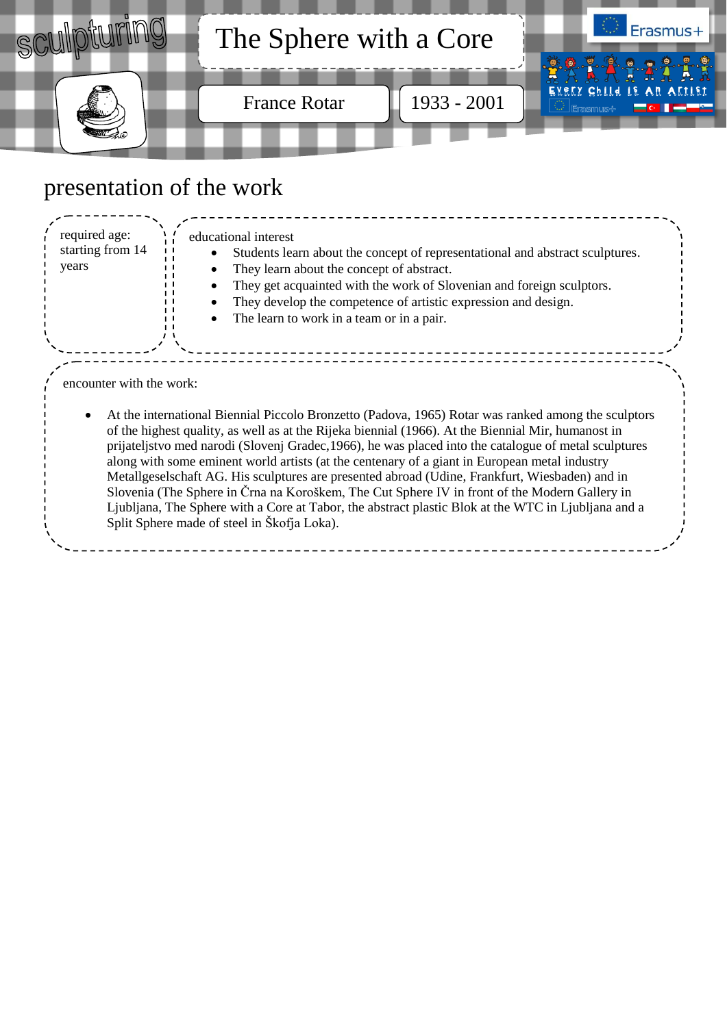sculpturing

# The Sphere with a Core

France Rotar

1933 - 2001

Erasmus+

Every Child is An Artist

## presentation of the work

required age: starting from 14 years

educational interest

- Students learn about the concept of representational and abstract sculptures.
- They learn about the concept of abstract.
- They get acquainted with the work of Slovenian and foreign sculptors.
- They develop the competence of artistic expression and design.
- The learn to work in a team or in a pair.

encounter with the work:

- At the international Biennial Piccolo Bronzetto (Padova, 1965) Rotar was ranked among the sculptors of the highest quality, as well as at the Rijeka biennial (1966). At the Biennial Mir, humanost in prijateljstvo med narodi (Slovenj Gradec,1966), he was placed into the catalogue of metal sculptures along with some eminent world artists (at the centenary of a giant in European metal industry Metallgeselschaft AG. His sculptures are presented abroad (Udine, Frankfurt, Wiesbaden) and in Slovenia (The Sphere in Črna na Koroškem, The Cut Sphere IV in front of the Modern Gallery in Ljubljana, The Sphere with a Core at Tabor, the abstract plastic Blok at the WTC in Ljubljana and a Split Sphere made of steel in Škofja Loka).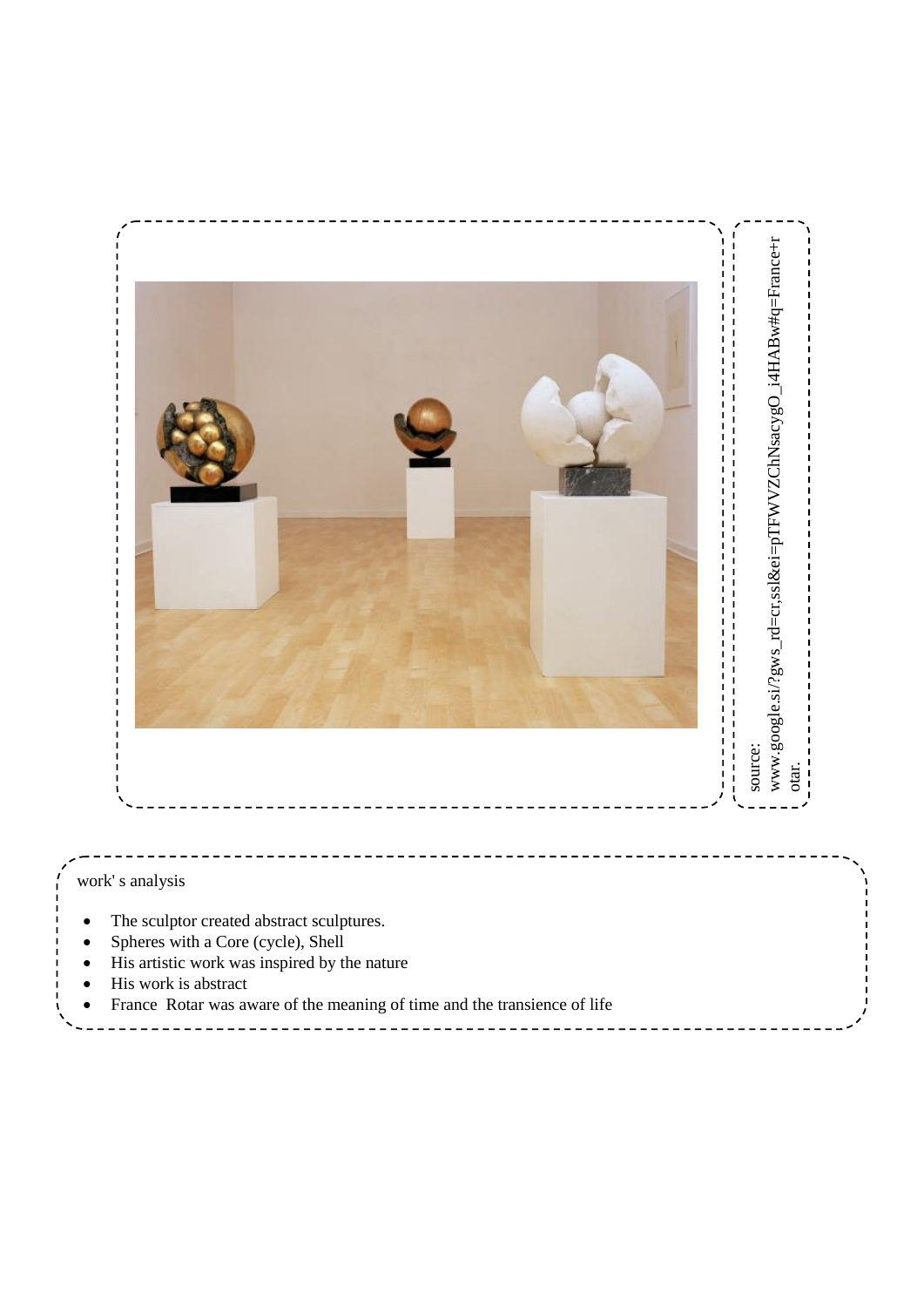source:
www.google.si/?gws_rd=cr,ssl&ei=pTFWVZChNsacygO_i4HABw#q=France+rotar.

work' s analysis

- The sculptor created abstract sculptures.
- Spheres with a Core (cycle), Shell
- His artistic work was inspired by the nature
- His work is abstract
- France Rotar was aware of the meaning of time and the transience of life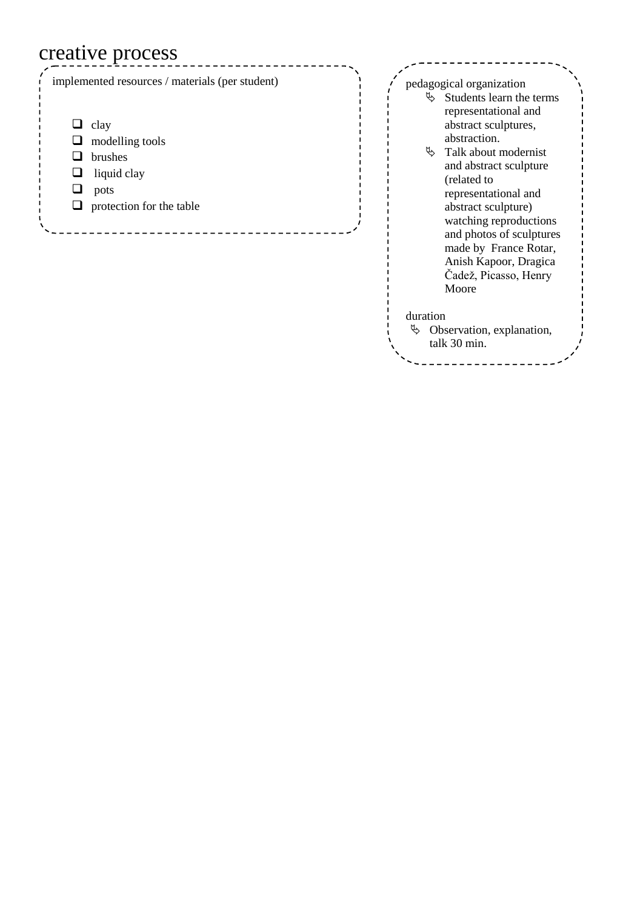# creative process

implemented resources / materials (per student)

- clay
- modelling tools
- brushes
- liquid clay
- pots
- protection for the table

pedagogical organization

- Students learn the terms representational and abstract sculptures, abstraction.
- Talk about modernist and abstract sculpture (related to representational and abstract sculpture) watching reproductions and photos of sculptures made by France Rotar, Anish Kapoor, Dragica Čadež, Picasso, Henry Moore

duration

- Observation, explanation, talk 30 min.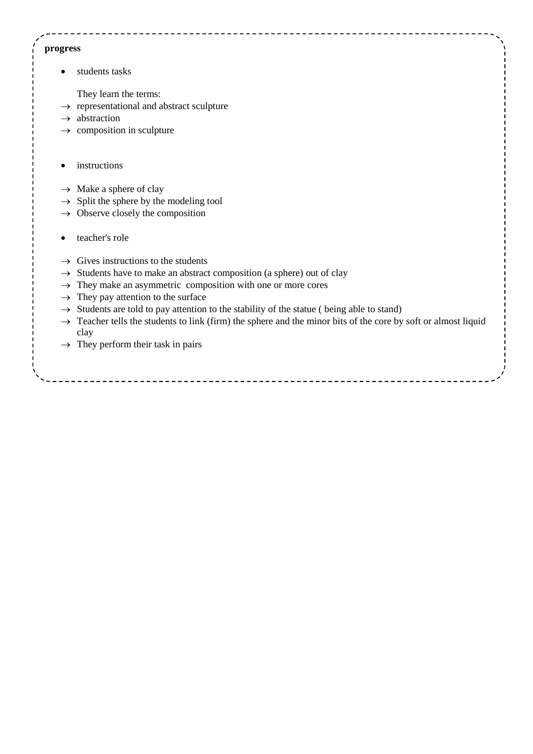**progress**

- students tasks

  They learn the terms:

  → representational and abstract sculpture
  → abstraction
  → composition in sculpture

- instructions

  → Make a sphere of clay
  → Split the sphere by the modeling tool
  → Observe closely the composition

- teacher's role

  → Gives instructions to the students
  → Students have to make an abstract composition (a sphere) out of clay
  → They make an asymmetric composition with one or more cores
  → They pay attention to the surface
  → Students are told to pay attention to the stability of the statue ( being able to stand)
  → Teacher tells the students to link (firm) the sphere and the minor bits of the core by soft or almost liquid clay
  → They perform their task in pairs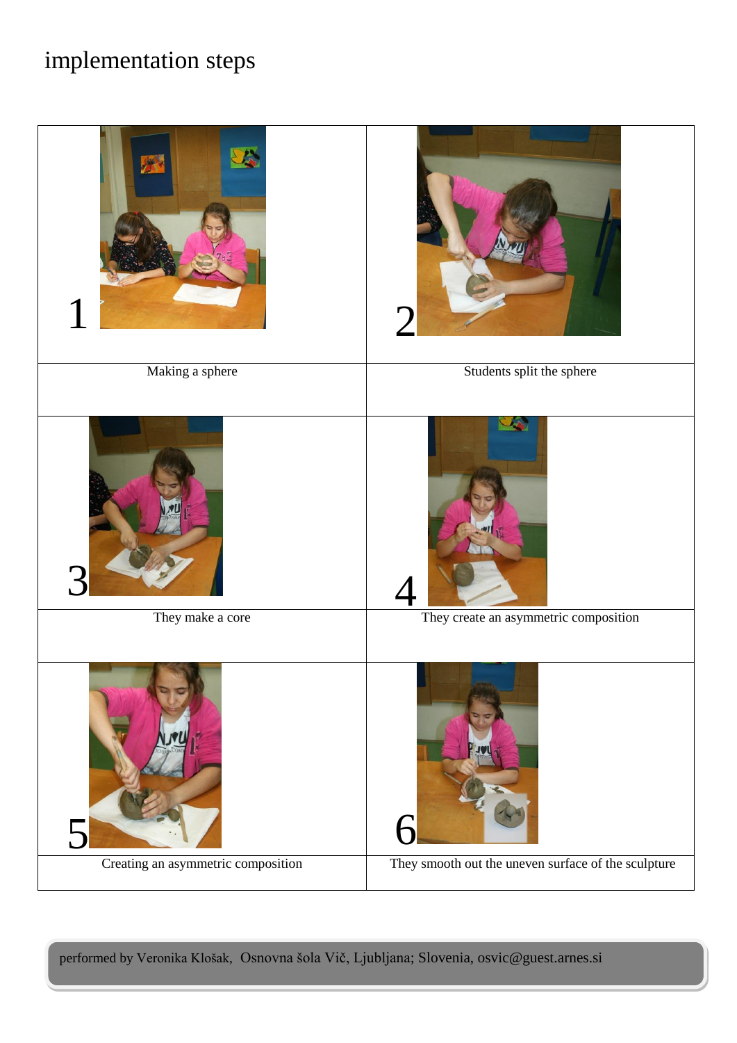# implementation steps

| | |
|---|---|
| 1 | 2 |
| Making a sphere | Students split the sphere |
| 3 | 4 |
| They make a core | They create an asymmetric composition |
| 5 | 6 |
| Creating an asymmetric composition | They smooth out the uneven surface of the sculpture |

performed by Veronika Klošak, Osnovna šola Vič, Ljubljana; Slovenia, osvic@guest.arnes.si